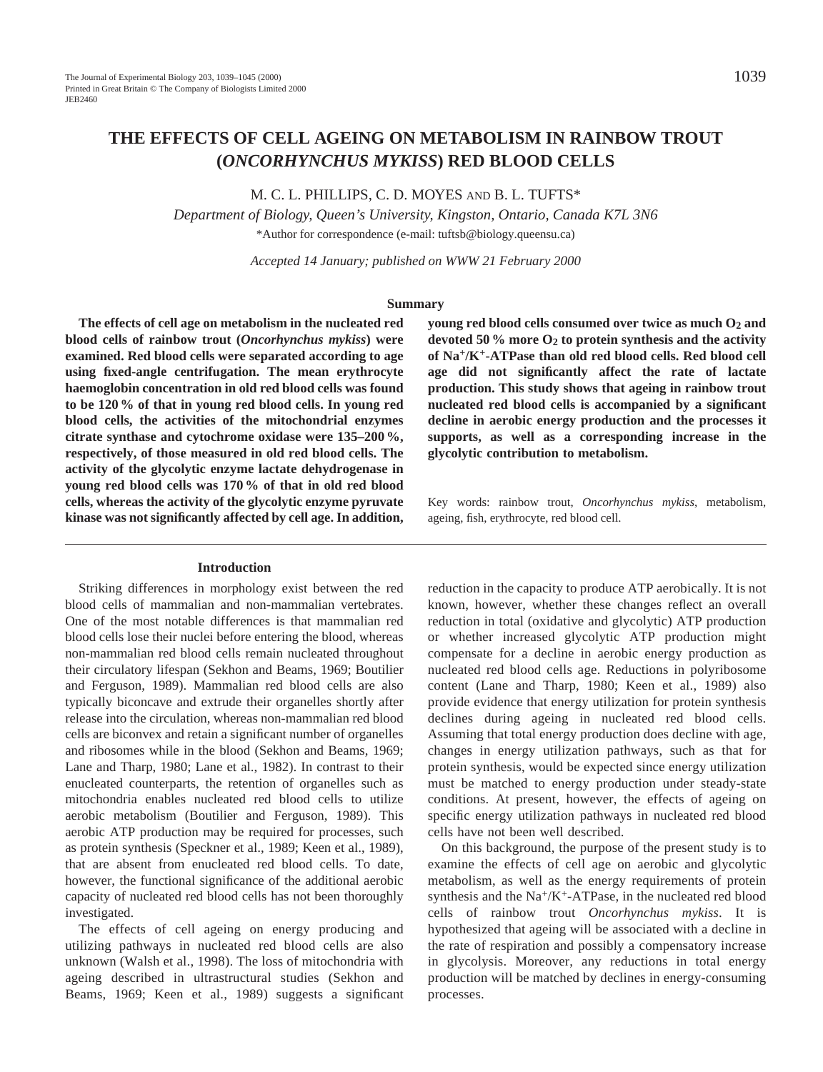# THE EFFECTS OF CELL AGEING ON METABOLISM IN RAINBOW TROUT (*ONCORHYNCHUS MYKISS*) RED BLOOD CELLS

M. C. L. PHILLIPS, C. D. MOYES AND B. L. TUFTS*

*Department of Biology, Queen's University, Kingston, Ontario, Canada K7L 3N6*

*Author for correspondence (e-mail: tuftsb@biology.queensu.ca)

*Accepted 14 January; published on WWW 21 February 2000*

## Summary

**The effects of cell age on metabolism in the nucleated red blood cells of rainbow trout (*Oncorhynchus mykiss*) were examined. Red blood cells were separated according to age using fixed-angle centrifugation. The mean erythrocyte haemoglobin concentration in old red blood cells was found to be 120 % of that in young red blood cells. In young red blood cells, the activities of the mitochondrial enzymes citrate synthase and cytochrome oxidase were 135–200 %, respectively, of those measured in old red blood cells. The activity of the glycolytic enzyme lactate dehydrogenase in young red blood cells was 170 % of that in old red blood cells, whereas the activity of the glycolytic enzyme pyruvate kinase was not significantly affected by cell age. In addition, young red blood cells consumed over twice as much $O_2$ and devoted 50 % more $O_2$ to protein synthesis and the activity of $Na^+/K^+$-ATPase than old red blood cells. Red blood cell age did not significantly affect the rate of lactate production. This study shows that ageing in rainbow trout nucleated red blood cells is accompanied by a significant decline in aerobic energy production and the processes it supports, as well as a corresponding increase in the glycolytic contribution to metabolism.**

Key words: rainbow trout, *Oncorhynchus mykiss*, metabolism, ageing, fish, erythrocyte, red blood cell.

## Introduction

Striking differences in morphology exist between the red blood cells of mammalian and non-mammalian vertebrates. One of the most notable differences is that mammalian red blood cells lose their nuclei before entering the blood, whereas non-mammalian red blood cells remain nucleated throughout their circulatory lifespan (Sekhon and Beams, 1969; Boutilier and Ferguson, 1989). Mammalian red blood cells are also typically biconcave and extrude their organelles shortly after release into the circulation, whereas non-mammalian red blood cells are biconvex and retain a significant number of organelles and ribosomes while in the blood (Sekhon and Beams, 1969; Lane and Tharp, 1980; Lane et al., 1982). In contrast to their enucleated counterparts, the retention of organelles such as mitochondria enables nucleated red blood cells to utilize aerobic metabolism (Boutilier and Ferguson, 1989). This aerobic ATP production may be required for processes, such as protein synthesis (Speckner et al., 1989; Keen et al., 1989), that are absent from enucleated red blood cells. To date, however, the functional significance of the additional aerobic capacity of nucleated red blood cells has not been thoroughly investigated.

The effects of cell ageing on energy producing and utilizing pathways in nucleated red blood cells are also unknown (Walsh et al., 1998). The loss of mitochondria with ageing described in ultrastructural studies (Sekhon and Beams, 1969; Keen et al., 1989) suggests a significant reduction in the capacity to produce ATP aerobically. It is not known, however, whether these changes reflect an overall reduction in total (oxidative and glycolytic) ATP production or whether increased glycolytic ATP production might compensate for a decline in aerobic energy production as nucleated red blood cells age. Reductions in polyribosome content (Lane and Tharp, 1980; Keen et al., 1989) also provide evidence that energy utilization for protein synthesis declines during ageing in nucleated red blood cells. Assuming that total energy production does decline with age, changes in energy utilization pathways, such as that for protein synthesis, would be expected since energy utilization must be matched to energy production under steady-state conditions. At present, however, the effects of ageing on specific energy utilization pathways in nucleated red blood cells have not been well described.

On this background, the purpose of the present study is to examine the effects of cell age on aerobic and glycolytic metabolism, as well as the energy requirements of protein synthesis and the $Na^+/K^+$-ATPase, in the nucleated red blood cells of rainbow trout *Oncorhynchus mykiss*. It is hypothesized that ageing will be associated with a decline in the rate of respiration and possibly a compensatory increase in glycolysis. Moreover, any reductions in total energy production will be matched by declines in energy-consuming processes.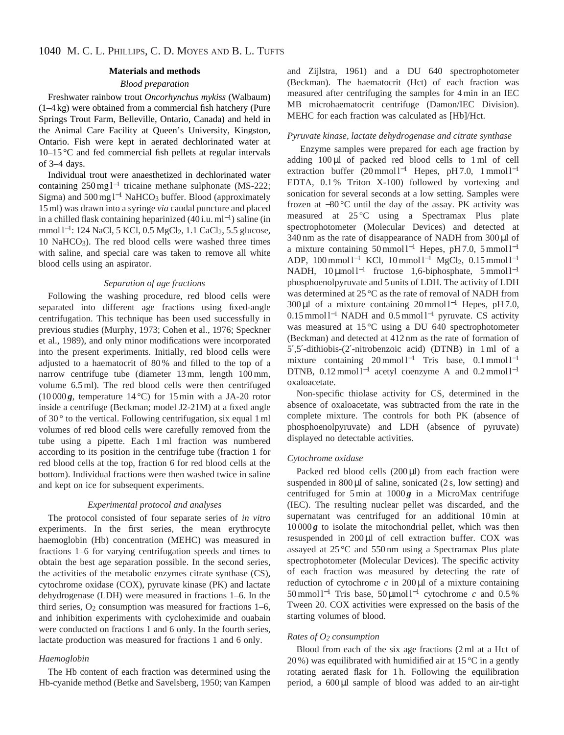## Materials and methods

### *Blood preparation*

Freshwater rainbow trout *Oncorhynchus mykiss* (Walbaum) (1–4 kg) were obtained from a commercial fish hatchery (Pure Springs Trout Farm, Belleville, Ontario, Canada) and held in the Animal Care Facility at Queen's University, Kingston, Ontario. Fish were kept in aerated dechlorinated water at 10–15 °C and fed commercial fish pellets at regular intervals of 3–4 days.

Individual trout were anaesthetized in dechlorinated water containing 250 mg $l^{-1}$ tricaine methane sulphonate (MS-222; Sigma) and 500 mg $l^{-1}$ $NaHCO_3$ buffer. Blood (approximately 15 ml) was drawn into a syringe *via* caudal puncture and placed in a chilled flask containing heparinized (40 i.u. $ml^{-1}$) saline (in mmol $l^{-1}$: 124 NaCl, 5 KCl, 0.5 $MgCl_2$, 1.1 $CaCl_2$, 5.5 glucose, 10 $NaHCO_3$). The red blood cells were washed three times with saline, and special care was taken to remove all white blood cells using an aspirator.

### *Separation of age fractions*

Following the washing procedure, red blood cells were separated into different age fractions using fixed-angle centrifugation. This technique has been used successfully in previous studies (Murphy, 1973; Cohen et al., 1976; Speckner et al., 1989), and only minor modifications were incorporated into the present experiments. Initially, red blood cells were adjusted to a haematocrit of 80 % and filled to the top of a narrow centrifuge tube (diameter 13 mm, length 100 mm, volume 6.5 ml). The red blood cells were then centrifuged (10 000 ***g***, temperature 14 °C) for 15 min with a JA-20 rotor inside a centrifuge (Beckman; model J2-21M) at a fixed angle of 30 ° to the vertical. Following centrifugation, six equal 1 ml volumes of red blood cells were carefully removed from the tube using a pipette. Each 1 ml fraction was numbered according to its position in the centrifuge tube (fraction 1 for red blood cells at the top, fraction 6 for red blood cells at the bottom). Individual fractions were then washed twice in saline and kept on ice for subsequent experiments.

### *Experimental protocol and analyses*

The protocol consisted of four separate series of *in vitro* experiments. In the first series, the mean erythrocyte haemoglobin (Hb) concentration (MEHC) was measured in fractions 1–6 for varying centrifugation speeds and times to obtain the best age separation possible. In the second series, the activities of the metabolic enzymes citrate synthase (CS), cytochrome oxidase (COX), pyruvate kinase (PK) and lactate dehydrogenase (LDH) were measured in fractions 1–6. In the third series, $O_2$ consumption was measured for fractions 1–6, and inhibition experiments with cycloheximide and ouabain were conducted on fractions 1 and 6 only. In the fourth series, lactate production was measured for fractions 1 and 6 only.

### *Haemoglobin*

The Hb content of each fraction was determined using the Hb-cyanide method (Betke and Savelsberg, 1950; van Kampen and Zijlstra, 1961) and a DU 640 spectrophotometer (Beckman). The haematocrit (Hct) of each fraction was measured after centrifuging the samples for 4 min in an IEC MB microhaematocrit centrifuge (Damon/IEC Division). MEHC for each fraction was calculated as [Hb]/Hct.

### *Pyruvate kinase, lactate dehydrogenase and citrate synthase*

Enzyme samples were prepared for each age fraction by adding 100 µl of packed red blood cells to 1 ml of cell extraction buffer (20 mmol $l^{-1}$ Hepes, pH 7.0, 1 mmol $l^{-1}$ EDTA, 0.1 % Triton X-100) followed by vortexing and sonication for several seconds at a low setting. Samples were frozen at −80 °C until the day of the assay. PK activity was measured at 25 °C using a Spectramax Plus plate spectrophotometer (Molecular Devices) and detected at 340 nm as the rate of disappearance of NADH from 300 µl of a mixture containing 50 mmol $l^{-1}$ Hepes, pH 7.0, 5 mmol $l^{-1}$ ADP, 100 mmol $l^{-1}$ KCl, 10 mmol $l^{-1}$ $MgCl_2$, 0.15 mmol $l^{-1}$ NADH, 10 µmol $l^{-1}$ fructose 1,6-biphosphate, 5 mmol $l^{-1}$ phosphoenolpyruvate and 5 units of LDH. The activity of LDH was determined at 25 °C as the rate of removal of NADH from 300 µl of a mixture containing 20 mmol $l^{-1}$ Hepes, pH 7.0, 0.15 mmol $l^{-1}$ NADH and 0.5 mmol $l^{-1}$ pyruvate. CS activity was measured at 15 °C using a DU 640 spectrophotometer (Beckman) and detected at 412 nm as the rate of formation of 5′,5′-dithiobis-(2′-nitrobenzoic acid) (DTNB) in 1 ml of a mixture containing 20 mmol $l^{-1}$ Tris base, 0.1 mmol $l^{-1}$ DTNB, 0.12 mmol $l^{-1}$ acetyl coenzyme A and 0.2 mmol $l^{-1}$ oxaloacetate.

Non-specific thiolase activity for CS, determined in the absence of oxaloacetate, was subtracted from the rate in the complete mixture. The controls for both PK (absence of phosphoenolpyruvate) and LDH (absence of pyruvate) displayed no detectable activities.

### *Cytochrome oxidase*

Packed red blood cells (200 µl) from each fraction were suspended in 800 µl of saline, sonicated (2 s, low setting) and centrifuged for 5 min at 1000 ***g*** in a MicroMax centrifuge (IEC). The resulting nuclear pellet was discarded, and the supernatant was centrifuged for an additional 10 min at 10 000 ***g*** to isolate the mitochondrial pellet, which was then resuspended in 200 µl of cell extraction buffer. COX was assayed at 25 °C and 550 nm using a Spectramax Plus plate spectrophotometer (Molecular Devices). The specific activity of each fraction was measured by detecting the rate of reduction of cytochrome *c* in 200 µl of a mixture containing 50 mmol $l^{-1}$ Tris base, 50 µmol $l^{-1}$ cytochrome *c* and 0.5 % Tween 20. COX activities were expressed on the basis of the starting volumes of blood.

### *Rates of $O_2$ consumption*

Blood from each of the six age fractions (2 ml at a Hct of 20 %) was equilibrated with humidified air at 15 °C in a gently rotating aerated flask for 1 h. Following the equilibration period, a 600 µl sample of blood was added to an air-tight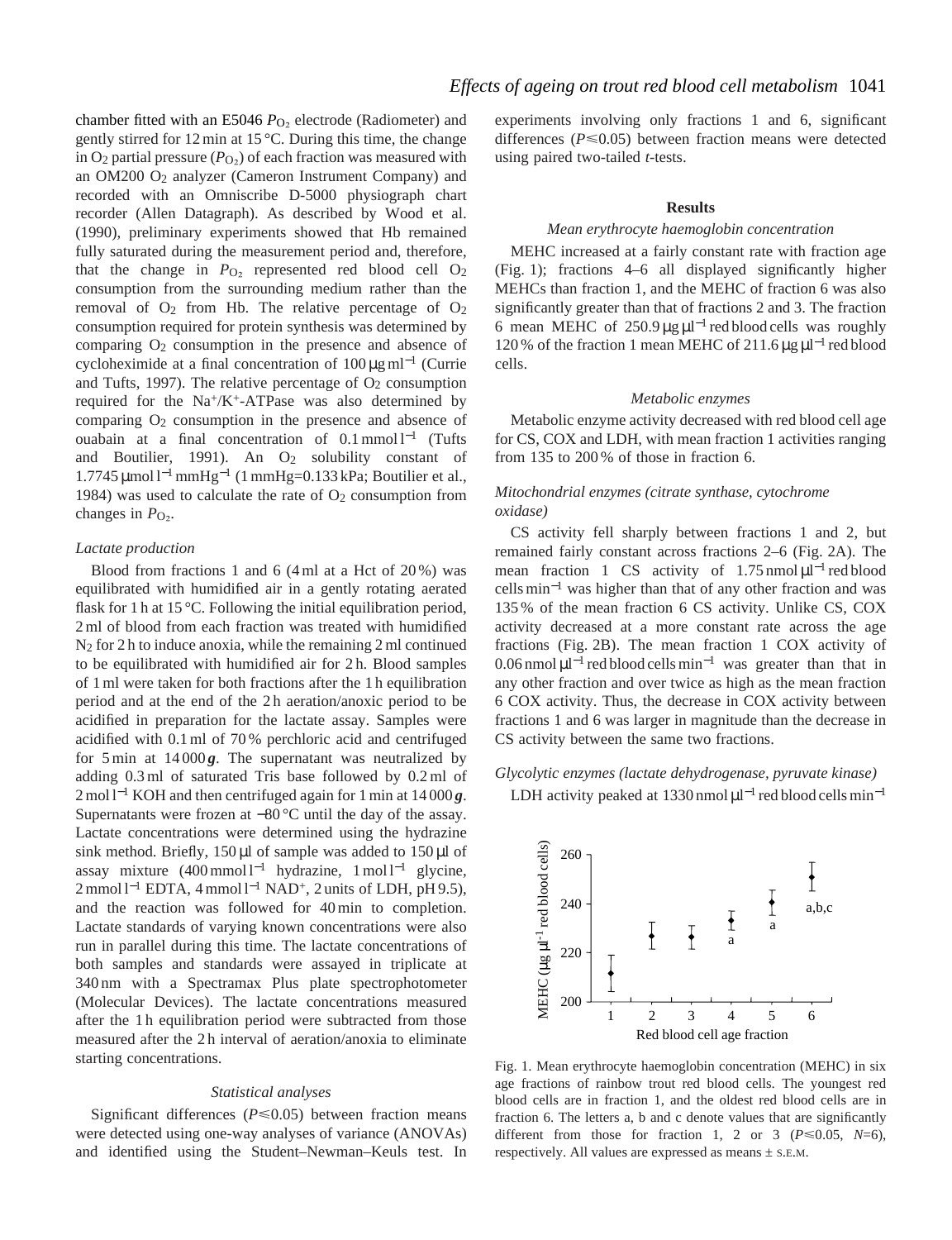chamber fitted with an E5046 $P_{O_2}$ electrode (Radiometer) and gently stirred for 12 min at 15 °C. During this time, the change in $O_2$ partial pressure ($P_{O_2}$) of each fraction was measured with an OM200 $O_2$ analyzer (Cameron Instrument Company) and recorded with an Omniscribe D-5000 physiograph chart recorder (Allen Datagraph). As described by Wood et al. (1990), preliminary experiments showed that Hb remained fully saturated during the measurement period and, therefore, that the change in $P_{O_2}$ represented red blood cell $O_2$ consumption from the surrounding medium rather than the removal of $O_2$ from Hb. The relative percentage of $O_2$ consumption required for protein synthesis was determined by comparing $O_2$ consumption in the presence and absence of cycloheximide at a final concentration of 100 μg ml$^{-1}$ (Currie and Tufts, 1997). The relative percentage of $O_2$ consumption required for the $Na^+/K^+$-ATPase was also determined by comparing $O_2$ consumption in the presence and absence of ouabain at a final concentration of 0.1 mmol l$^{-1}$ (Tufts and Boutilier, 1991). An $O_2$ solubility constant of 1.7745 μmol l$^{-1}$ mmHg$^{-1}$ (1 mmHg=0.133 kPa; Boutilier et al., 1984) was used to calculate the rate of $O_2$ consumption from changes in $P_{O_2}$.

*Lactate production*

Blood from fractions 1 and 6 (4 ml at a Hct of 20 %) was equilibrated with humidified air in a gently rotating aerated flask for 1 h at 15 °C. Following the initial equilibration period, 2 ml of blood from each fraction was treated with humidified $N_2$ for 2 h to induce anoxia, while the remaining 2 ml continued to be equilibrated with humidified air for 2 h. Blood samples of 1 ml were taken for both fractions after the 1 h equilibration period and at the end of the 2 h aeration/anoxic period to be acidified in preparation for the lactate assay. Samples were acidified with 0.1 ml of 70 % perchloric acid and centrifuged for 5 min at 14 000 ***g***. The supernatant was neutralized by adding 0.3 ml of saturated Tris base followed by 0.2 ml of 2 mol l$^{-1}$ KOH and then centrifuged again for 1 min at 14 000 ***g***. Supernatants were frozen at −80 °C until the day of the assay. Lactate concentrations were determined using the hydrazine sink method. Briefly, 150 μl of sample was added to 150 μl of assay mixture (400 mmol l$^{-1}$ hydrazine, 1 mol l$^{-1}$ glycine, 2 mmol l$^{-1}$ EDTA, 4 mmol l$^{-1}$ $NAD^+$, 2 units of LDH, pH 9.5), and the reaction was followed for 40 min to completion. Lactate standards of varying known concentrations were also run in parallel during this time. The lactate concentrations of both samples and standards were assayed in triplicate at 340 nm with a Spectramax Plus plate spectrophotometer (Molecular Devices). The lactate concentrations measured after the 1 h equilibration period were subtracted from those measured after the 2 h interval of aeration/anoxia to eliminate starting concentrations.

*Statistical analyses*

Significant differences ($P$≤0.05) between fraction means were detected using one-way analyses of variance (ANOVAs) and identified using the Student–Newman–Keuls test. In experiments involving only fractions 1 and 6, significant differences ($P$≤0.05) between fraction means were detected using paired two-tailed $t$-tests.

## Results

*Mean erythrocyte haemoglobin concentration*

MEHC increased at a fairly constant rate with fraction age (Fig. 1); fractions 4–6 all displayed significantly higher MEHCs than fraction 1, and the MEHC of fraction 6 was also significantly greater than that of fractions 2 and 3. The fraction 6 mean MEHC of 250.9 μg μl$^{-1}$ red blood cells was roughly 120 % of the fraction 1 mean MEHC of 211.6 μg μl$^{-1}$ red blood cells.

*Metabolic enzymes*

Metabolic enzyme activity decreased with red blood cell age for CS, COX and LDH, with mean fraction 1 activities ranging from 135 to 200 % of those in fraction 6.

*Mitochondrial enzymes (citrate synthase, cytochrome oxidase)*

CS activity fell sharply between fractions 1 and 2, but remained fairly constant across fractions 2–6 (Fig. 2A). The mean fraction 1 CS activity of 1.75 nmol μl$^{-1}$ red blood cells min$^{-1}$ was higher than that of any other fraction and was 135 % of the mean fraction 6 CS activity. Unlike CS, COX activity decreased at a more constant rate across the age fractions (Fig. 2B). The mean fraction 1 COX activity of 0.06 nmol μl$^{-1}$ red blood cells min$^{-1}$ was greater than that in any other fraction and over twice as high as the mean fraction 6 COX activity. Thus, the decrease in COX activity between fractions 1 and 6 was larger in magnitude than the decrease in CS activity between the same two fractions.

*Glycolytic enzymes (lactate dehydrogenase, pyruvate kinase)*

LDH activity peaked at 1330 nmol μl$^{-1}$ red blood cells min$^{-1}$

Fig. 1. Mean erythrocyte haemoglobin concentration (MEHC) in six age fractions of rainbow trout red blood cells. The youngest red blood cells are in fraction 1, and the oldest red blood cells are in fraction 6. The letters a, b and c denote values that are significantly different from those for fraction 1, 2 or 3 ($P$≤0.05, $N$=6), respectively. All values are expressed as means ± S.E.M.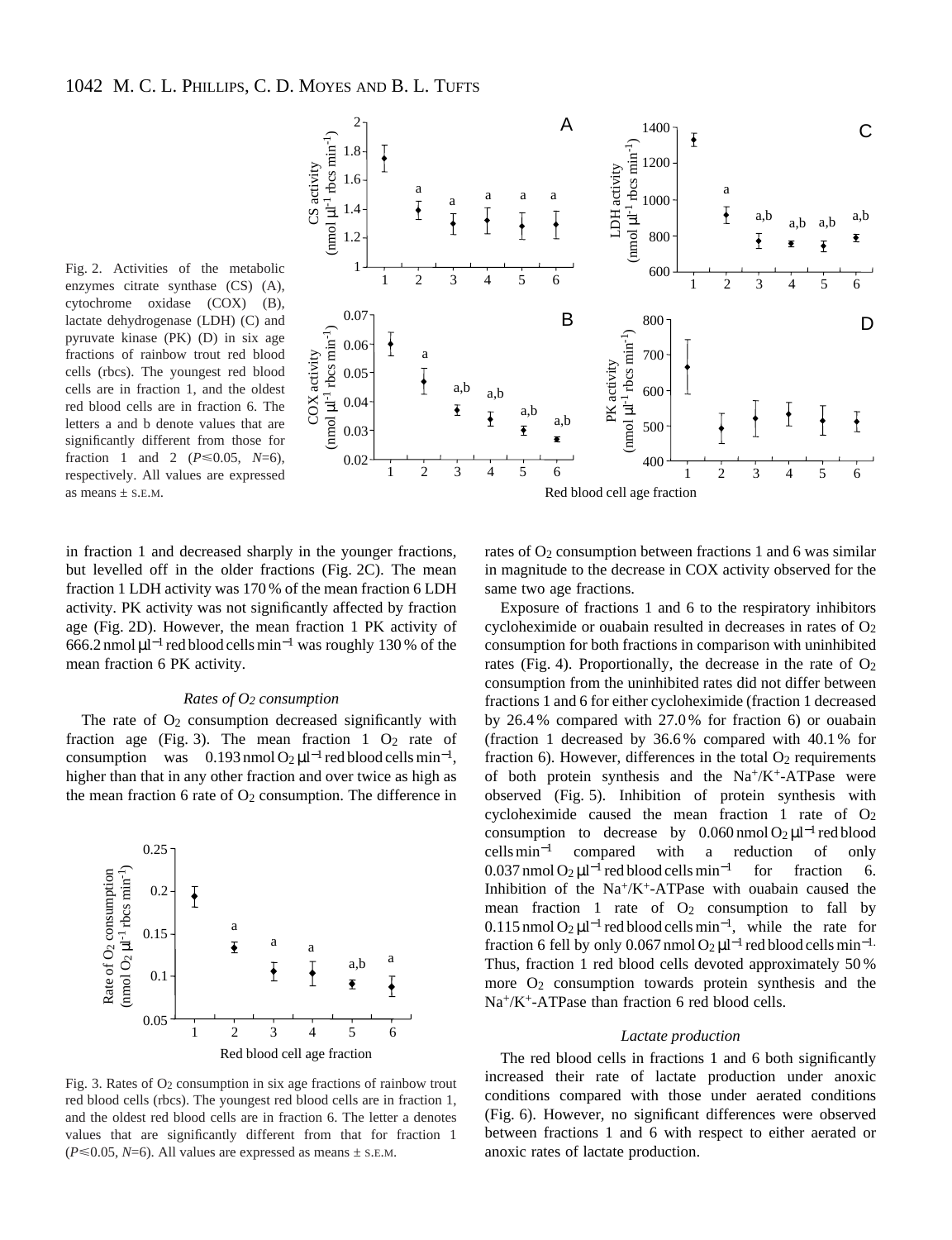Fig. 2. Activities of the metabolic enzymes citrate synthase (CS) (A), cytochrome oxidase (COX) (B), lactate dehydrogenase (LDH) (C) and pyruvate kinase (PK) (D) in six age fractions of rainbow trout red blood cells (rbcs). The youngest red blood cells are in fraction 1, and the oldest red blood cells are in fraction 6. The letters a and b denote values that are significantly different from those for fraction 1 and 2 ($P \leq 0.05$, $N$=6), respectively. All values are expressed as means ± S.E.M.

in fraction 1 and decreased sharply in the younger fractions, but levelled off in the older fractions (Fig. 2C). The mean fraction 1 LDH activity was 170 % of the mean fraction 6 LDH activity. PK activity was not significantly affected by fraction age (Fig. 2D). However, the mean fraction 1 PK activity of 666.2 nmol $\mu l^{-1}$ red blood cells $min^{-1}$ was roughly 130 % of the mean fraction 6 PK activity.

### *Rates of $O_2$ consumption*

The rate of $O_2$ consumption decreased significantly with fraction age (Fig. 3). The mean fraction 1 $O_2$ rate of consumption was 0.193 nmol $O_2$ $\mu l^{-1}$ red blood cells $min^{-1}$, higher than that in any other fraction and over twice as high as the mean fraction 6 rate of $O_2$ consumption. The difference in rates of $O_2$ consumption between fractions 1 and 6 was similar in magnitude to the decrease in COX activity observed for the same two age fractions.

Fig. 3. Rates of $O_2$ consumption in six age fractions of rainbow trout red blood cells (rbcs). The youngest red blood cells are in fraction 1, and the oldest red blood cells are in fraction 6. The letter a denotes values that are significantly different from that for fraction 1 ($P \leq 0.05$, $N$=6). All values are expressed as means ± S.E.M.

Exposure of fractions 1 and 6 to the respiratory inhibitors cycloheximide or ouabain resulted in decreases in rates of $O_2$ consumption for both fractions in comparison with uninhibited rates (Fig. 4). Proportionally, the decrease in the rate of $O_2$ consumption from the uninhibited rates did not differ between fractions 1 and 6 for either cycloheximide (fraction 1 decreased by 26.4 % compared with 27.0 % for fraction 6) or ouabain (fraction 1 decreased by 36.6 % compared with 40.1 % for fraction 6). However, differences in the total $O_2$ requirements of both protein synthesis and the $Na^+/K^+$-ATPase were observed (Fig. 5). Inhibition of protein synthesis with cycloheximide caused the mean fraction 1 rate of $O_2$ consumption to decrease by 0.060 nmol $O_2$ $\mu l^{-1}$ red blood cells $min^{-1}$ compared with a reduction of only 0.037 nmol $O_2$ $\mu l^{-1}$ red blood cells $min^{-1}$ for fraction 6. Inhibition of the $Na^+/K^+$-ATPase with ouabain caused the mean fraction 1 rate of $O_2$ consumption to fall by 0.115 nmol $O_2$ $\mu l^{-1}$ red blood cells $min^{-1}$, while the rate for fraction 6 fell by only 0.067 nmol $O_2$ $\mu l^{-1}$ red blood cells $min^{-1}$. Thus, fraction 1 red blood cells devoted approximately 50 % more $O_2$ consumption towards protein synthesis and the $Na^+/K^+$-ATPase than fraction 6 red blood cells.

### *Lactate production*

The red blood cells in fractions 1 and 6 both significantly increased their rate of lactate production under anoxic conditions compared with those under aerated conditions (Fig. 6). However, no significant differences were observed between fractions 1 and 6 with respect to either aerated or anoxic rates of lactate production.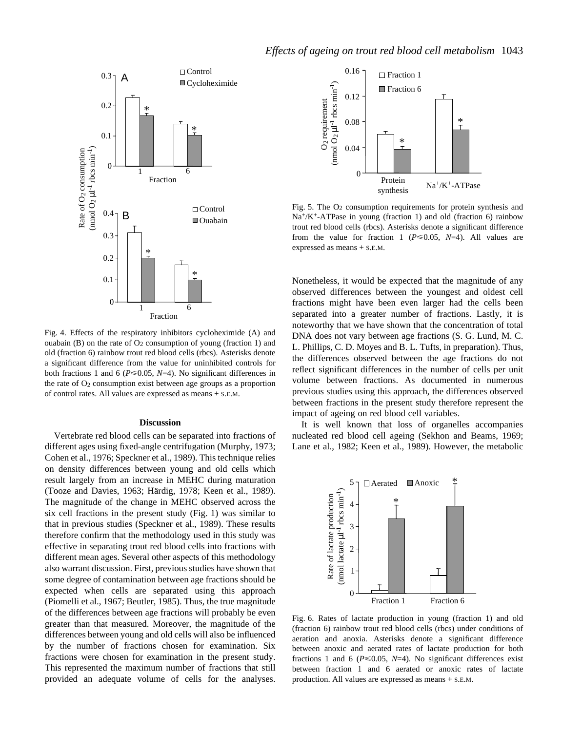Fig. 4. Effects of the respiratory inhibitors cycloheximide (A) and ouabain (B) on the rate of $O_2$ consumption of young (fraction 1) and old (fraction 6) rainbow trout red blood cells (rbcs). Asterisks denote a significant difference from the value for uninhibited controls for both fractions 1 and 6 ($P \leq 0.05$, $N$=4). No significant differences in the rate of $O_2$ consumption exist between age groups as a proportion of control rates. All values are expressed as means + S.E.M.

Fig. 5. The $O_2$ consumption requirements for protein synthesis and $Na^+/K^+$-ATPase in young (fraction 1) and old (fraction 6) rainbow trout red blood cells (rbcs). Asterisks denote a significant difference from the value for fraction 1 ($P \leq 0.05$, $N$=4). All values are expressed as means + S.E.M.

## Discussion

Vertebrate red blood cells can be separated into fractions of different ages using fixed-angle centrifugation (Murphy, 1973; Cohen et al., 1976; Speckner et al., 1989). This technique relies on density differences between young and old cells which result largely from an increase in MEHC during maturation (Tooze and Davies, 1963; Härdig, 1978; Keen et al., 1989). The magnitude of the change in MEHC observed across the six cell fractions in the present study (Fig. 1) was similar to that in previous studies (Speckner et al., 1989). These results therefore confirm that the methodology used in this study was effective in separating trout red blood cells into fractions with different mean ages. Several other aspects of this methodology also warrant discussion. First, previous studies have shown that some degree of contamination between age fractions should be expected when cells are separated using this approach (Piomelli et al., 1967; Beutler, 1985). Thus, the true magnitude of the differences between age fractions will probably be even greater than that measured. Moreover, the magnitude of the differences between young and old cells will also be influenced by the number of fractions chosen for examination. Six fractions were chosen for examination in the present study. This represented the maximum number of fractions that still provided an adequate volume of cells for the analyses. Nonetheless, it would be expected that the magnitude of any observed differences between the youngest and oldest cell fractions might have been even larger had the cells been separated into a greater number of fractions. Lastly, it is noteworthy that we have shown that the concentration of total DNA does not vary between age fractions (S. G. Lund, M. C. L. Phillips, C. D. Moyes and B. L. Tufts, in preparation). Thus, the differences observed between the age fractions do not reflect significant differences in the number of cells per unit volume between fractions. As documented in numerous previous studies using this approach, the differences observed between fractions in the present study therefore represent the impact of ageing on red blood cell variables.

It is well known that loss of organelles accompanies nucleated red blood cell ageing (Sekhon and Beams, 1969; Lane et al., 1982; Keen et al., 1989). However, the metabolic

Fig. 6. Rates of lactate production in young (fraction 1) and old (fraction 6) rainbow trout red blood cells (rbcs) under conditions of aeration and anoxia. Asterisks denote a significant difference between anoxic and aerated rates of lactate production for both fractions 1 and 6 ($P \leq 0.05$, $N$=4). No significant differences exist between fraction 1 and 6 aerated or anoxic rates of lactate production. All values are expressed as means + S.E.M.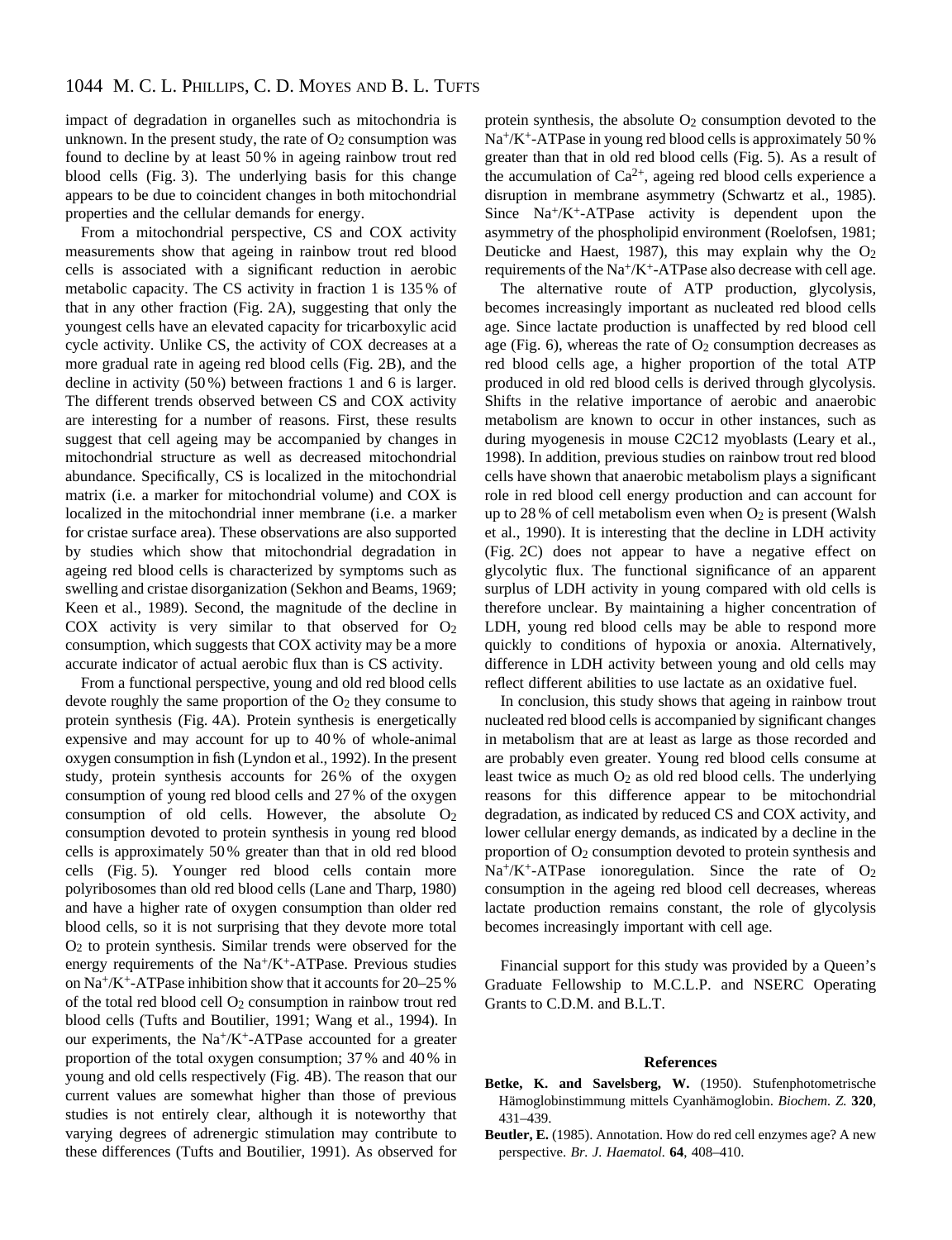impact of degradation in organelles such as mitochondria is unknown. In the present study, the rate of $O_2$ consumption was found to decline by at least 50 % in ageing rainbow trout red blood cells (Fig. 3). The underlying basis for this change appears to be due to coincident changes in both mitochondrial properties and the cellular demands for energy.

From a mitochondrial perspective, CS and COX activity measurements show that ageing in rainbow trout red blood cells is associated with a significant reduction in aerobic metabolic capacity. The CS activity in fraction 1 is 135 % of that in any other fraction (Fig. 2A), suggesting that only the youngest cells have an elevated capacity for tricarboxylic acid cycle activity. Unlike CS, the activity of COX decreases at a more gradual rate in ageing red blood cells (Fig. 2B), and the decline in activity (50 %) between fractions 1 and 6 is larger. The different trends observed between CS and COX activity are interesting for a number of reasons. First, these results suggest that cell ageing may be accompanied by changes in mitochondrial structure as well as decreased mitochondrial abundance. Specifically, CS is localized in the mitochondrial matrix (i.e. a marker for mitochondrial volume) and COX is localized in the mitochondrial inner membrane (i.e. a marker for cristae surface area). These observations are also supported by studies which show that mitochondrial degradation in ageing red blood cells is characterized by symptoms such as swelling and cristae disorganization (Sekhon and Beams, 1969; Keen et al., 1989). Second, the magnitude of the decline in COX activity is very similar to that observed for $O_2$ consumption, which suggests that COX activity may be a more accurate indicator of actual aerobic flux than is CS activity.

From a functional perspective, young and old red blood cells devote roughly the same proportion of the $O_2$ they consume to protein synthesis (Fig. 4A). Protein synthesis is energetically expensive and may account for up to 40 % of whole-animal oxygen consumption in fish (Lyndon et al., 1992). In the present study, protein synthesis accounts for 26 % of the oxygen consumption of young red blood cells and 27 % of the oxygen consumption of old cells. However, the absolute $O_2$ consumption devoted to protein synthesis in young red blood cells is approximately 50 % greater than that in old red blood cells (Fig. 5). Younger red blood cells contain more polyribosomes than old red blood cells (Lane and Tharp, 1980) and have a higher rate of oxygen consumption than older red blood cells, so it is not surprising that they devote more total $O_2$ to protein synthesis. Similar trends were observed for the energy requirements of the $Na^+/K^+$-ATPase. Previous studies on $Na^+/K^+$-ATPase inhibition show that it accounts for 20–25 % of the total red blood cell $O_2$ consumption in rainbow trout red blood cells (Tufts and Boutilier, 1991; Wang et al., 1994). In our experiments, the $Na^+/K^+$-ATPase accounted for a greater proportion of the total oxygen consumption; 37 % and 40 % in young and old cells respectively (Fig. 4B). The reason that our current values are somewhat higher than those of previous studies is not entirely clear, although it is noteworthy that varying degrees of adrenergic stimulation may contribute to these differences (Tufts and Boutilier, 1991). As observed for protein synthesis, the absolute $O_2$ consumption devoted to the $Na^+/K^+$-ATPase in young red blood cells is approximately 50 % greater than that in old red blood cells (Fig. 5). As a result of the accumulation of $Ca^{2+}$, ageing red blood cells experience a disruption in membrane asymmetry (Schwartz et al., 1985). Since $Na^+/K^+$-ATPase activity is dependent upon the asymmetry of the phospholipid environment (Roelofsen, 1981; Deuticke and Haest, 1987), this may explain why the $O_2$ requirements of the $Na^+/K^+$-ATPase also decrease with cell age.

The alternative route of ATP production, glycolysis, becomes increasingly important as nucleated red blood cells age. Since lactate production is unaffected by red blood cell age (Fig. 6), whereas the rate of $O_2$ consumption decreases as red blood cells age, a higher proportion of the total ATP produced in old red blood cells is derived through glycolysis. Shifts in the relative importance of aerobic and anaerobic metabolism are known to occur in other instances, such as during myogenesis in mouse C2C12 myoblasts (Leary et al., 1998). In addition, previous studies on rainbow trout red blood cells have shown that anaerobic metabolism plays a significant role in red blood cell energy production and can account for up to 28 % of cell metabolism even when $O_2$ is present (Walsh et al., 1990). It is interesting that the decline in LDH activity (Fig. 2C) does not appear to have a negative effect on glycolytic flux. The functional significance of an apparent surplus of LDH activity in young compared with old cells is therefore unclear. By maintaining a higher concentration of LDH, young red blood cells may be able to respond more quickly to conditions of hypoxia or anoxia. Alternatively, difference in LDH activity between young and old cells may reflect different abilities to use lactate as an oxidative fuel.

In conclusion, this study shows that ageing in rainbow trout nucleated red blood cells is accompanied by significant changes in metabolism that are at least as large as those recorded and are probably even greater. Young red blood cells consume at least twice as much $O_2$ as old red blood cells. The underlying reasons for this difference appear to be mitochondrial degradation, as indicated by reduced CS and COX activity, and lower cellular energy demands, as indicated by a decline in the proportion of $O_2$ consumption devoted to protein synthesis and $Na^+/K^+$-ATPase ionoregulation. Since the rate of $O_2$ consumption in the ageing red blood cell decreases, whereas lactate production remains constant, the role of glycolysis becomes increasingly important with cell age.

Financial support for this study was provided by a Queen's Graduate Fellowship to M.C.L.P. and NSERC Operating Grants to C.D.M. and B.L.T.

## References

**Betke, K. and Savelsberg, W.** (1950). Stufenphotometrische Hämoglobinstimmung mittels Cyanhämoglobin. *Biochem. Z.* **320**, 431–439.

**Beutler, E.** (1985). Annotation. How do red cell enzymes age? A new perspective. *Br. J. Haematol.* **64**, 408–410.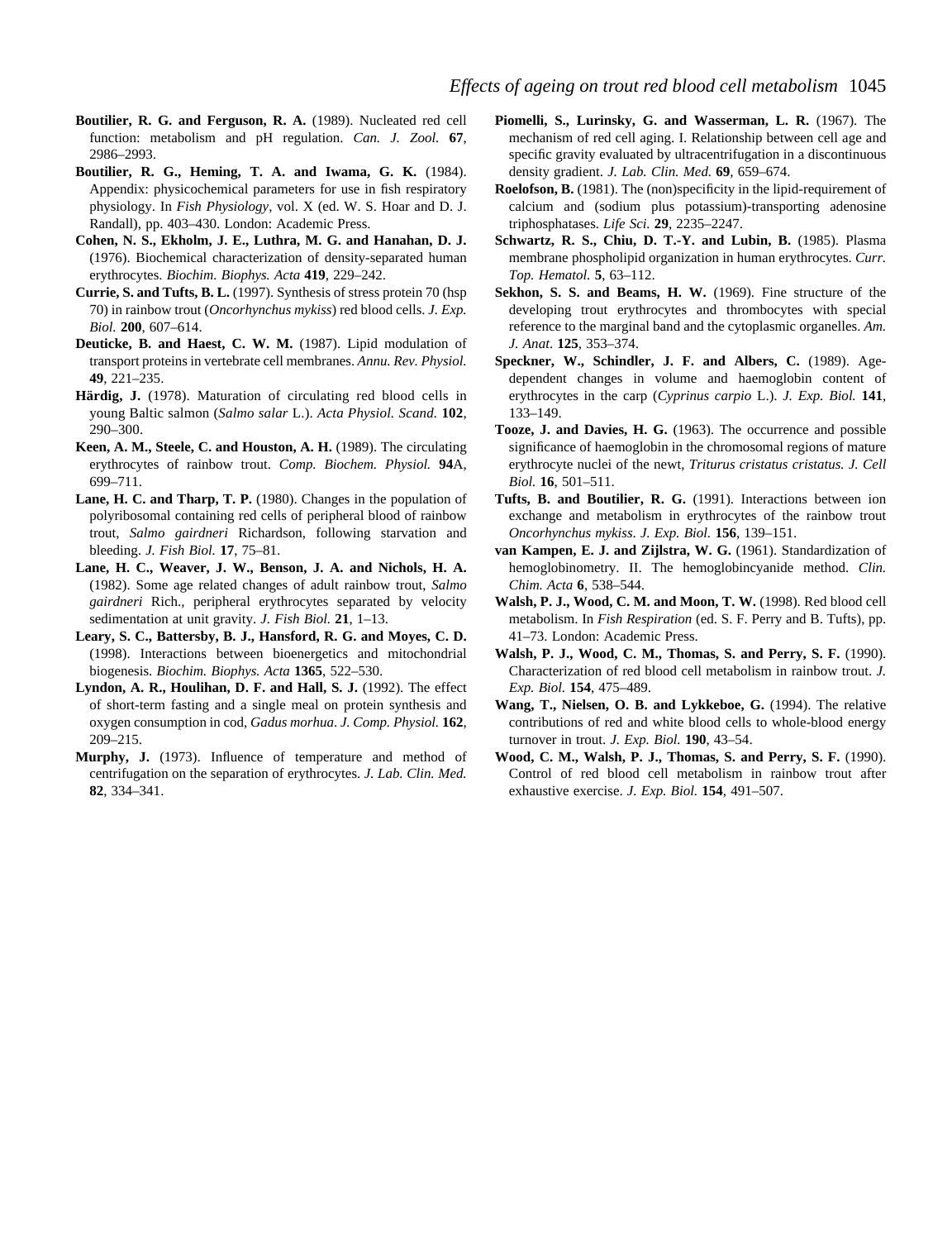**Boutilier, R. G. and Ferguson, R. A.** (1989). Nucleated red cell function: metabolism and pH regulation. *Can. J. Zool.* **67**, 2986–2993.

**Boutilier, R. G., Heming, T. A. and Iwama, G. K.** (1984). Appendix: physicochemical parameters for use in fish respiratory physiology. In *Fish Physiology*, vol. X (ed. W. S. Hoar and D. J. Randall), pp. 403–430. London: Academic Press.

**Cohen, N. S., Ekholm, J. E., Luthra, M. G. and Hanahan, D. J.** (1976). Biochemical characterization of density-separated human erythrocytes. *Biochim. Biophys. Acta* **419**, 229–242.

**Currie, S. and Tufts, B. L.** (1997). Synthesis of stress protein 70 (hsp 70) in rainbow trout (*Oncorhynchus mykiss*) red blood cells. *J. Exp. Biol.* **200**, 607–614.

**Deuticke, B. and Haest, C. W. M.** (1987). Lipid modulation of transport proteins in vertebrate cell membranes. *Annu. Rev. Physiol.* **49**, 221–235.

**Härdig, J.** (1978). Maturation of circulating red blood cells in young Baltic salmon (*Salmo salar* L.). *Acta Physiol. Scand.* **102**, 290–300.

**Keen, A. M., Steele, C. and Houston, A. H.** (1989). The circulating erythrocytes of rainbow trout. *Comp. Biochem. Physiol.* **94**A, 699–711.

**Lane, H. C. and Tharp, T. P.** (1980). Changes in the population of polyribosomal containing red cells of peripheral blood of rainbow trout, *Salmo gairdneri* Richardson, following starvation and bleeding. *J. Fish Biol.* **17**, 75–81.

**Lane, H. C., Weaver, J. W., Benson, J. A. and Nichols, H. A.** (1982). Some age related changes of adult rainbow trout, *Salmo gairdneri* Rich., peripheral erythrocytes separated by velocity sedimentation at unit gravity. *J. Fish Biol.* **21**, 1–13.

**Leary, S. C., Battersby, B. J., Hansford, R. G. and Moyes, C. D.** (1998). Interactions between bioenergetics and mitochondrial biogenesis. *Biochim. Biophys. Acta* **1365**, 522–530.

**Lyndon, A. R., Houlihan, D. F. and Hall, S. J.** (1992). The effect of short-term fasting and a single meal on protein synthesis and oxygen consumption in cod, *Gadus morhua*. *J. Comp. Physiol.* **162**, 209–215.

**Murphy, J.** (1973). Influence of temperature and method of centrifugation on the separation of erythrocytes. *J. Lab. Clin. Med.* **82**, 334–341.

**Piomelli, S., Lurinsky, G. and Wasserman, L. R.** (1967). The mechanism of red cell aging. I. Relationship between cell age and specific gravity evaluated by ultracentrifugation in a discontinuous density gradient. *J. Lab. Clin. Med.* **69**, 659–674.

**Roelofson, B.** (1981). The (non)specificity in the lipid-requirement of calcium and (sodium plus potassium)-transporting adenosine triphosphatases. *Life Sci.* **29**, 2235–2247.

**Schwartz, R. S., Chiu, D. T.-Y. and Lubin, B.** (1985). Plasma membrane phospholipid organization in human erythrocytes. *Curr. Top. Hematol.* **5**, 63–112.

**Sekhon, S. S. and Beams, H. W.** (1969). Fine structure of the developing trout erythrocytes and thrombocytes with special reference to the marginal band and the cytoplasmic organelles. *Am. J. Anat*. **125**, 353–374.

**Speckner, W., Schindler, J. F. and Albers, C.** (1989). Age-dependent changes in volume and haemoglobin content of erythrocytes in the carp (*Cyprinus carpio* L.). *J. Exp. Biol.* **141**, 133–149.

**Tooze, J. and Davies, H. G.** (1963). The occurrence and possible significance of haemoglobin in the chromosomal regions of mature erythrocyte nuclei of the newt, *Triturus cristatus cristatus. J. Cell Biol.* **16**, 501–511.

**Tufts, B. and Boutilier, R. G.** (1991). Interactions between ion exchange and metabolism in erythrocytes of the rainbow trout *Oncorhynchus mykiss*. *J. Exp. Biol.* **156**, 139–151.

**van Kampen, E. J. and Zijlstra, W. G.** (1961). Standardization of hemoglobinometry. II. The hemoglobincyanide method. *Clin. Chim. Acta* **6**, 538–544.

**Walsh, P. J., Wood, C. M. and Moon, T. W.** (1998). Red blood cell metabolism. In *Fish Respiration* (ed. S. F. Perry and B. Tufts), pp. 41–73. London: Academic Press.

**Walsh, P. J., Wood, C. M., Thomas, S. and Perry, S. F.** (1990). Characterization of red blood cell metabolism in rainbow trout. *J. Exp. Biol.* **154**, 475–489.

**Wang, T., Nielsen, O. B. and Lykkeboe, G.** (1994). The relative contributions of red and white blood cells to whole-blood energy turnover in trout. *J. Exp. Biol.* **190**, 43–54.

**Wood, C. M., Walsh, P. J., Thomas, S. and Perry, S. F.** (1990). Control of red blood cell metabolism in rainbow trout after exhaustive exercise. *J. Exp. Biol.* **154**, 491–507.